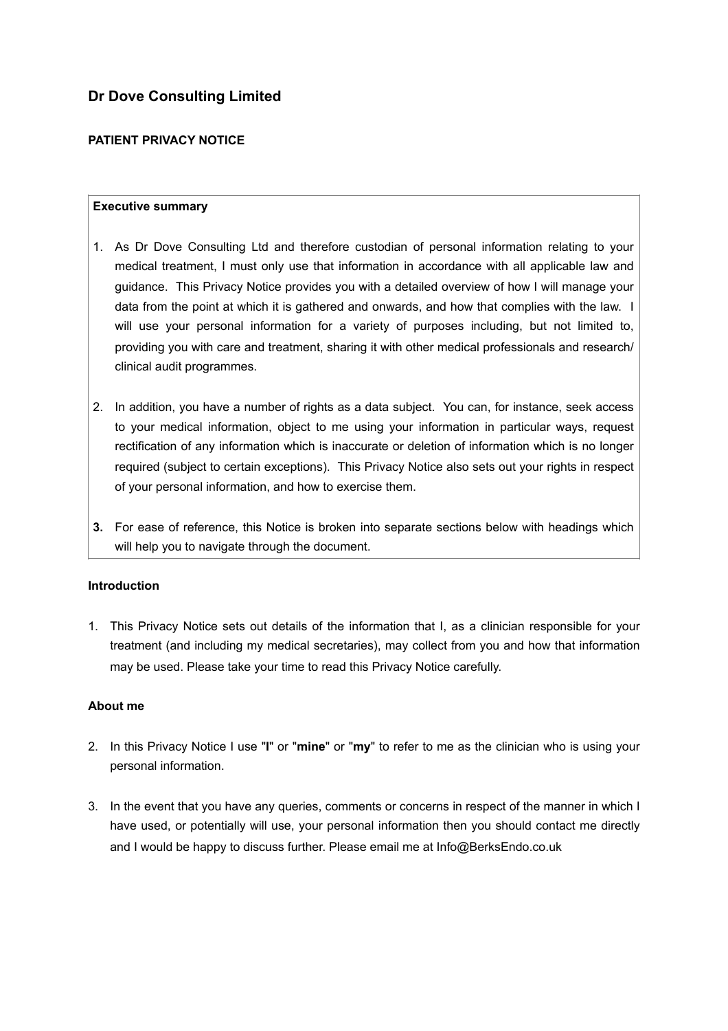# Dr Dove Consulting Limited

## PATIENT PRIVACY NOTICE

**Executive summary**

1. As Dr Dove Consulting Ltd and therefore custodian of personal information relating to your medical treatment, I must only use that information in accordance with all applicable law and guidance. This Privacy Notice provides you with a detailed overview of how I will manage your data from the point at which it is gathered and onwards, and how that complies with the law. I will use your personal information for a variety of purposes including, but not limited to, providing you with care and treatment, sharing it with other medical professionals and research/ clinical audit programmes.

2. In addition, you have a number of rights as a data subject. You can, for instance, seek access to your medical information, object to me using your information in particular ways, request rectification of any information which is inaccurate or deletion of information which is no longer required (subject to certain exceptions). This Privacy Notice also sets out your rights in respect of your personal information, and how to exercise them.

3. For ease of reference, this Notice is broken into separate sections below with headings which will help you to navigate through the document.

**Introduction**

1. This Privacy Notice sets out details of the information that I, as a clinician responsible for your treatment (and including my medical secretaries), may collect from you and how that information may be used. Please take your time to read this Privacy Notice carefully.

**About me**

2. In this Privacy Notice I use "**I**" or "**mine**" or "**my**" to refer to me as the clinician who is using your personal information.

3. In the event that you have any queries, comments or concerns in respect of the manner in which I have used, or potentially will use, your personal information then you should contact me directly and I would be happy to discuss further. Please email me at Info@BerksEndo.co.uk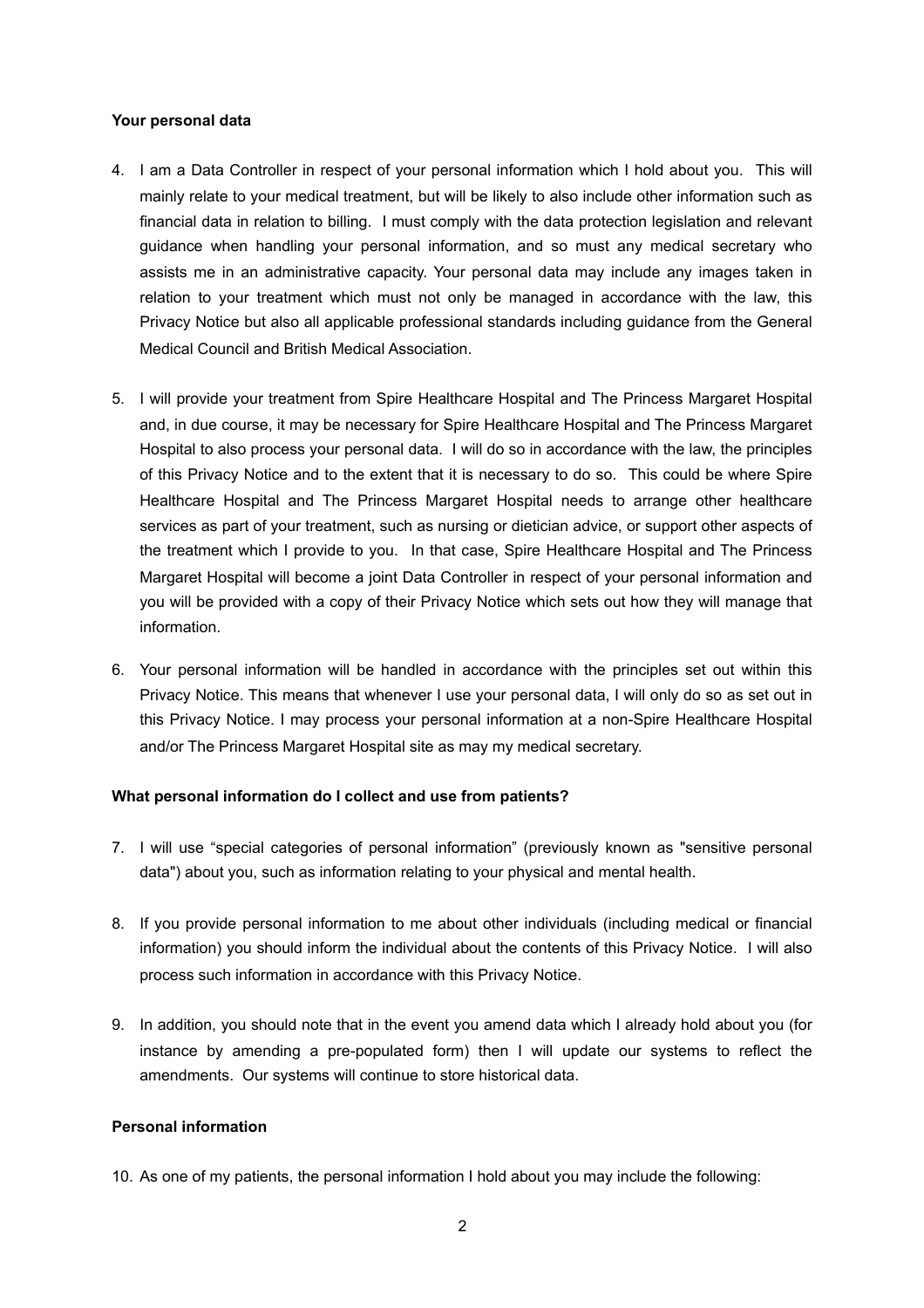**Your personal data**

4. I am a Data Controller in respect of your personal information which I hold about you. This will mainly relate to your medical treatment, but will be likely to also include other information such as financial data in relation to billing. I must comply with the data protection legislation and relevant guidance when handling your personal information, and so must any medical secretary who assists me in an administrative capacity. Your personal data may include any images taken in relation to your treatment which must not only be managed in accordance with the law, this Privacy Notice but also all applicable professional standards including guidance from the General Medical Council and British Medical Association.

5. I will provide your treatment from Spire Healthcare Hospital and The Princess Margaret Hospital and, in due course, it may be necessary for Spire Healthcare Hospital and The Princess Margaret Hospital to also process your personal data. I will do so in accordance with the law, the principles of this Privacy Notice and to the extent that it is necessary to do so. This could be where Spire Healthcare Hospital and The Princess Margaret Hospital needs to arrange other healthcare services as part of your treatment, such as nursing or dietician advice, or support other aspects of the treatment which I provide to you. In that case, Spire Healthcare Hospital and The Princess Margaret Hospital will become a joint Data Controller in respect of your personal information and you will be provided with a copy of their Privacy Notice which sets out how they will manage that information.

6. Your personal information will be handled in accordance with the principles set out within this Privacy Notice. This means that whenever I use your personal data, I will only do so as set out in this Privacy Notice. I may process your personal information at a non-Spire Healthcare Hospital and/or The Princess Margaret Hospital site as may my medical secretary.

**What personal information do I collect and use from patients?**

7. I will use "special categories of personal information" (previously known as "sensitive personal data") about you, such as information relating to your physical and mental health.

8. If you provide personal information to me about other individuals (including medical or financial information) you should inform the individual about the contents of this Privacy Notice. I will also process such information in accordance with this Privacy Notice.

9. In addition, you should note that in the event you amend data which I already hold about you (for instance by amending a pre-populated form) then I will update our systems to reflect the amendments. Our systems will continue to store historical data.

**Personal information**

10. As one of my patients, the personal information I hold about you may include the following: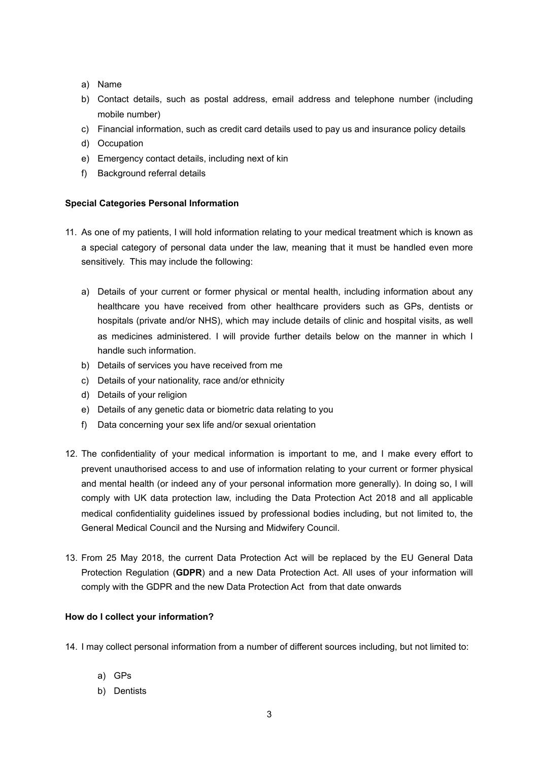a) Name
b) Contact details, such as postal address, email address and telephone number (including mobile number)
c) Financial information, such as credit card details used to pay us and insurance policy details
d) Occupation
e) Emergency contact details, including next of kin
f) Background referral details

**Special Categories Personal Information**

11. As one of my patients, I will hold information relating to your medical treatment which is known as a special category of personal data under the law, meaning that it must be handled even more sensitively. This may include the following:

    a) Details of your current or former physical or mental health, including information about any healthcare you have received from other healthcare providers such as GPs, dentists or hospitals (private and/or NHS), which may include details of clinic and hospital visits, as well as medicines administered. I will provide further details below on the manner in which I handle such information.
    b) Details of services you have received from me
    c) Details of your nationality, race and/or ethnicity
    d) Details of your religion
    e) Details of any genetic data or biometric data relating to you
    f) Data concerning your sex life and/or sexual orientation

12. The confidentiality of your medical information is important to me, and I make every effort to prevent unauthorised access to and use of information relating to your current or former physical and mental health (or indeed any of your personal information more generally). In doing so, I will comply with UK data protection law, including the Data Protection Act 2018 and all applicable medical confidentiality guidelines issued by professional bodies including, but not limited to, the General Medical Council and the Nursing and Midwifery Council.

13. From 25 May 2018, the current Data Protection Act will be replaced by the EU General Data Protection Regulation (**GDPR**) and a new Data Protection Act. All uses of your information will comply with the GDPR and the new Data Protection Act from that date onwards

**How do I collect your information?**

14. I may collect personal information from a number of different sources including, but not limited to:

    a) GPs
    b) Dentists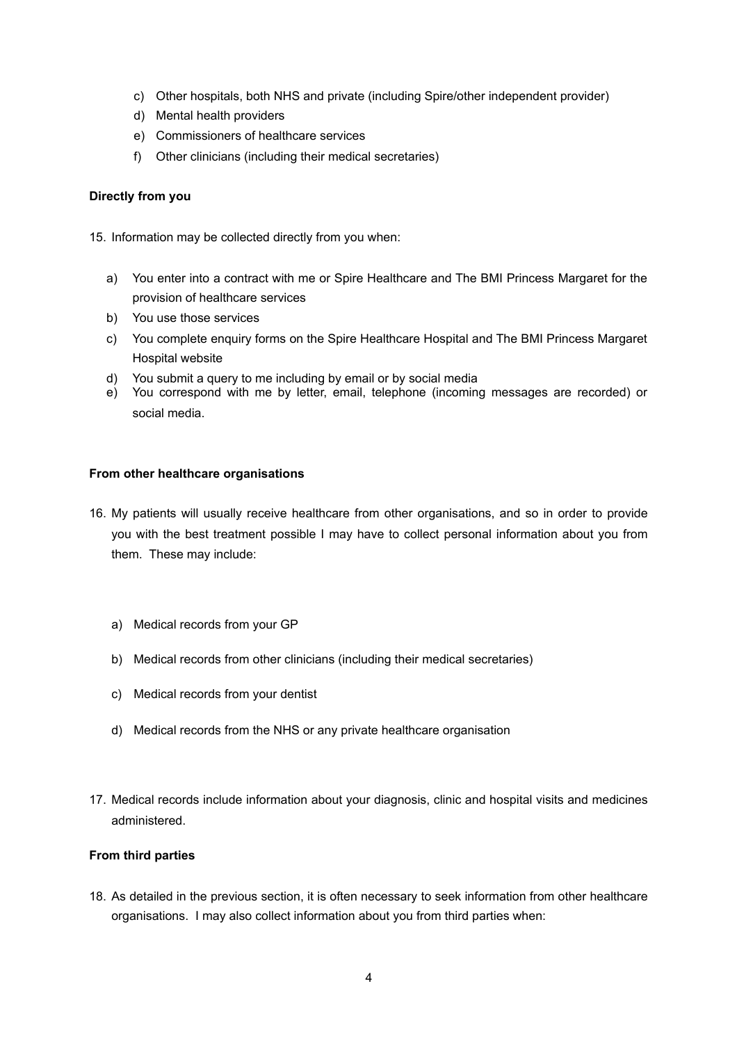c) Other hospitals, both NHS and private (including Spire/other independent provider)
d) Mental health providers
e) Commissioners of healthcare services
f) Other clinicians (including their medical secretaries)

**Directly from you**

15. Information may be collected directly from you when:

    a) You enter into a contract with me or Spire Healthcare and The BMI Princess Margaret for the provision of healthcare services
    b) You use those services
    c) You complete enquiry forms on the Spire Healthcare Hospital and The BMI Princess Margaret Hospital website
    d) You submit a query to me including by email or by social media
    e) You correspond with me by letter, email, telephone (incoming messages are recorded) or social media.

**From other healthcare organisations**

16. My patients will usually receive healthcare from other organisations, and so in order to provide you with the best treatment possible I may have to collect personal information about you from them. These may include:

    a) Medical records from your GP
    b) Medical records from other clinicians (including their medical secretaries)
    c) Medical records from your dentist
    d) Medical records from the NHS or any private healthcare organisation

17. Medical records include information about your diagnosis, clinic and hospital visits and medicines administered.

**From third parties**

18. As detailed in the previous section, it is often necessary to seek information from other healthcare organisations. I may also collect information about you from third parties when: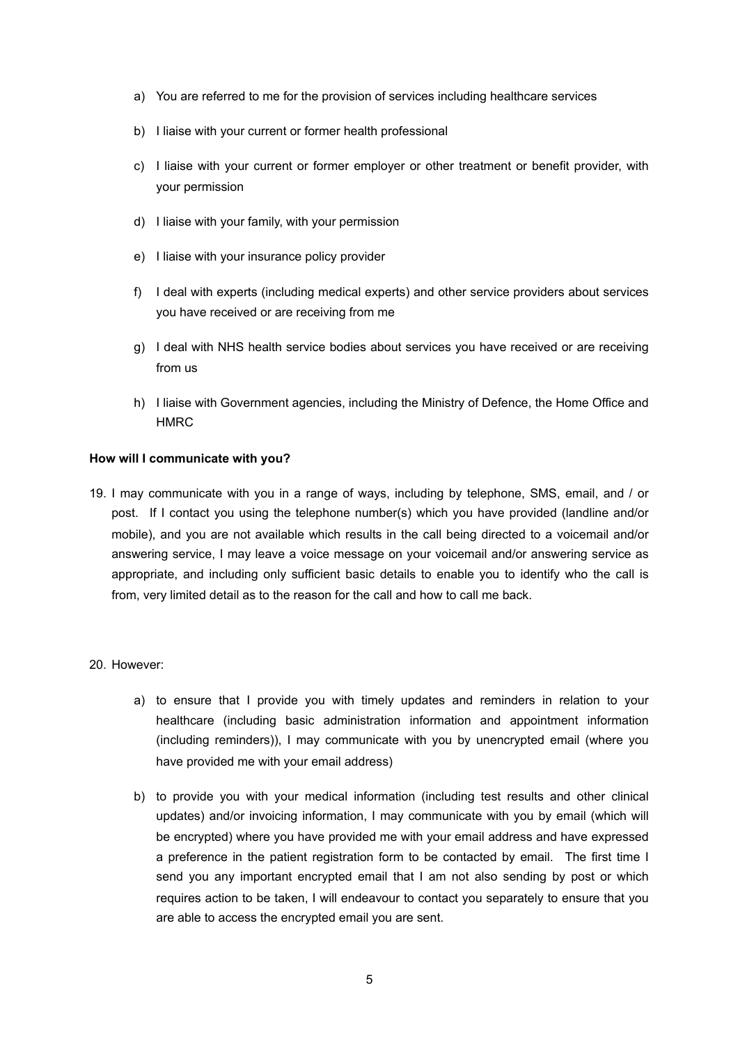a) You are referred to me for the provision of services including healthcare services

b) I liaise with your current or former health professional

c) I liaise with your current or former employer or other treatment or benefit provider, with your permission

d) I liaise with your family, with your permission

e) I liaise with your insurance policy provider

f) I deal with experts (including medical experts) and other service providers about services you have received or are receiving from me

g) I deal with NHS health service bodies about services you have received or are receiving from us

h) I liaise with Government agencies, including the Ministry of Defence, the Home Office and HMRC

**How will I communicate with you?**

19. I may communicate with you in a range of ways, including by telephone, SMS, email, and / or post. If I contact you using the telephone number(s) which you have provided (landline and/or mobile), and you are not available which results in the call being directed to a voicemail and/or answering service, I may leave a voice message on your voicemail and/or answering service as appropriate, and including only sufficient basic details to enable you to identify who the call is from, very limited detail as to the reason for the call and how to call me back.

20. However:

    a) to ensure that I provide you with timely updates and reminders in relation to your healthcare (including basic administration information and appointment information (including reminders)), I may communicate with you by unencrypted email (where you have provided me with your email address)

    b) to provide you with your medical information (including test results and other clinical updates) and/or invoicing information, I may communicate with you by email (which will be encrypted) where you have provided me with your email address and have expressed a preference in the patient registration form to be contacted by email. The first time I send you any important encrypted email that I am not also sending by post or which requires action to be taken, I will endeavour to contact you separately to ensure that you are able to access the encrypted email you are sent.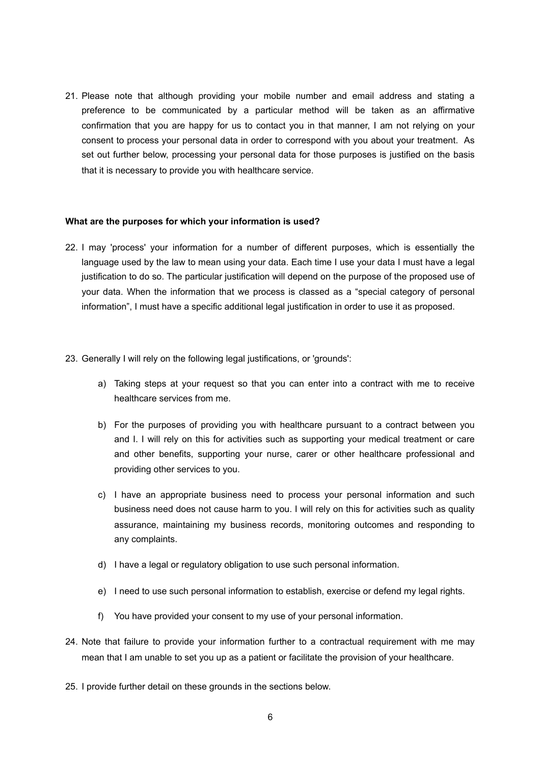21. Please note that although providing your mobile number and email address and stating a preference to be communicated by a particular method will be taken as an affirmative confirmation that you are happy for us to contact you in that manner, I am not relying on your consent to process your personal data in order to correspond with you about your treatment. As set out further below, processing your personal data for those purposes is justified on the basis that it is necessary to provide you with healthcare service.

**What are the purposes for which your information is used?**

22. I may 'process' your information for a number of different purposes, which is essentially the language used by the law to mean using your data. Each time I use your data I must have a legal justification to do so. The particular justification will depend on the purpose of the proposed use of your data. When the information that we process is classed as a "special category of personal information", I must have a specific additional legal justification in order to use it as proposed.

23. Generally I will rely on the following legal justifications, or 'grounds':

    a) Taking steps at your request so that you can enter into a contract with me to receive healthcare services from me.

    b) For the purposes of providing you with healthcare pursuant to a contract between you and I. I will rely on this for activities such as supporting your medical treatment or care and other benefits, supporting your nurse, carer or other healthcare professional and providing other services to you.

    c) I have an appropriate business need to process your personal information and such business need does not cause harm to you. I will rely on this for activities such as quality assurance, maintaining my business records, monitoring outcomes and responding to any complaints.

    d) I have a legal or regulatory obligation to use such personal information.

    e) I need to use such personal information to establish, exercise or defend my legal rights.

    f) You have provided your consent to my use of your personal information.

24. Note that failure to provide your information further to a contractual requirement with me may mean that I am unable to set you up as a patient or facilitate the provision of your healthcare.

25. I provide further detail on these grounds in the sections below.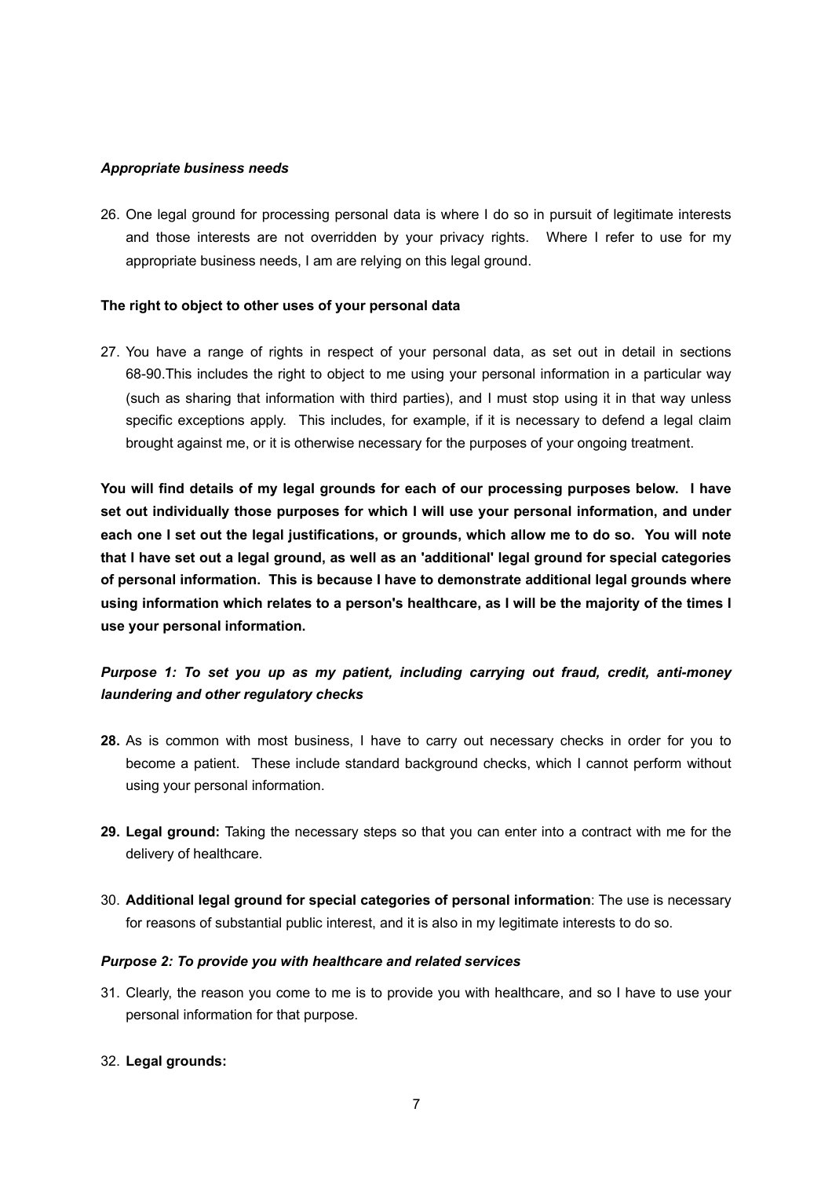***Appropriate business needs***

26. One legal ground for processing personal data is where I do so in pursuit of legitimate interests and those interests are not overridden by your privacy rights. Where I refer to use for my appropriate business needs, I am are relying on this legal ground.

**The right to object to other uses of your personal data**

27. You have a range of rights in respect of your personal data, as set out in detail in sections 68-90.This includes the right to object to me using your personal information in a particular way (such as sharing that information with third parties), and I must stop using it in that way unless specific exceptions apply. This includes, for example, if it is necessary to defend a legal claim brought against me, or it is otherwise necessary for the purposes of your ongoing treatment.

**You will find details of my legal grounds for each of our processing purposes below. I have set out individually those purposes for which I will use your personal information, and under each one I set out the legal justifications, or grounds, which allow me to do so. You will note that I have set out a legal ground, as well as an 'additional' legal ground for special categories of personal information. This is because I have to demonstrate additional legal grounds where using information which relates to a person's healthcare, as I will be the majority of the times I use your personal information.**

***Purpose 1: To set you up as my patient, including carrying out fraud, credit, anti-money laundering and other regulatory checks***

**28.** As is common with most business, I have to carry out necessary checks in order for you to become a patient. These include standard background checks, which I cannot perform without using your personal information.

**29. Legal ground:** Taking the necessary steps so that you can enter into a contract with me for the delivery of healthcare.

30. **Additional legal ground for special categories of personal information**: The use is necessary for reasons of substantial public interest, and it is also in my legitimate interests to do so.

***Purpose 2: To provide you with healthcare and related services***

31. Clearly, the reason you come to me is to provide you with healthcare, and so I have to use your personal information for that purpose.

32. **Legal grounds:**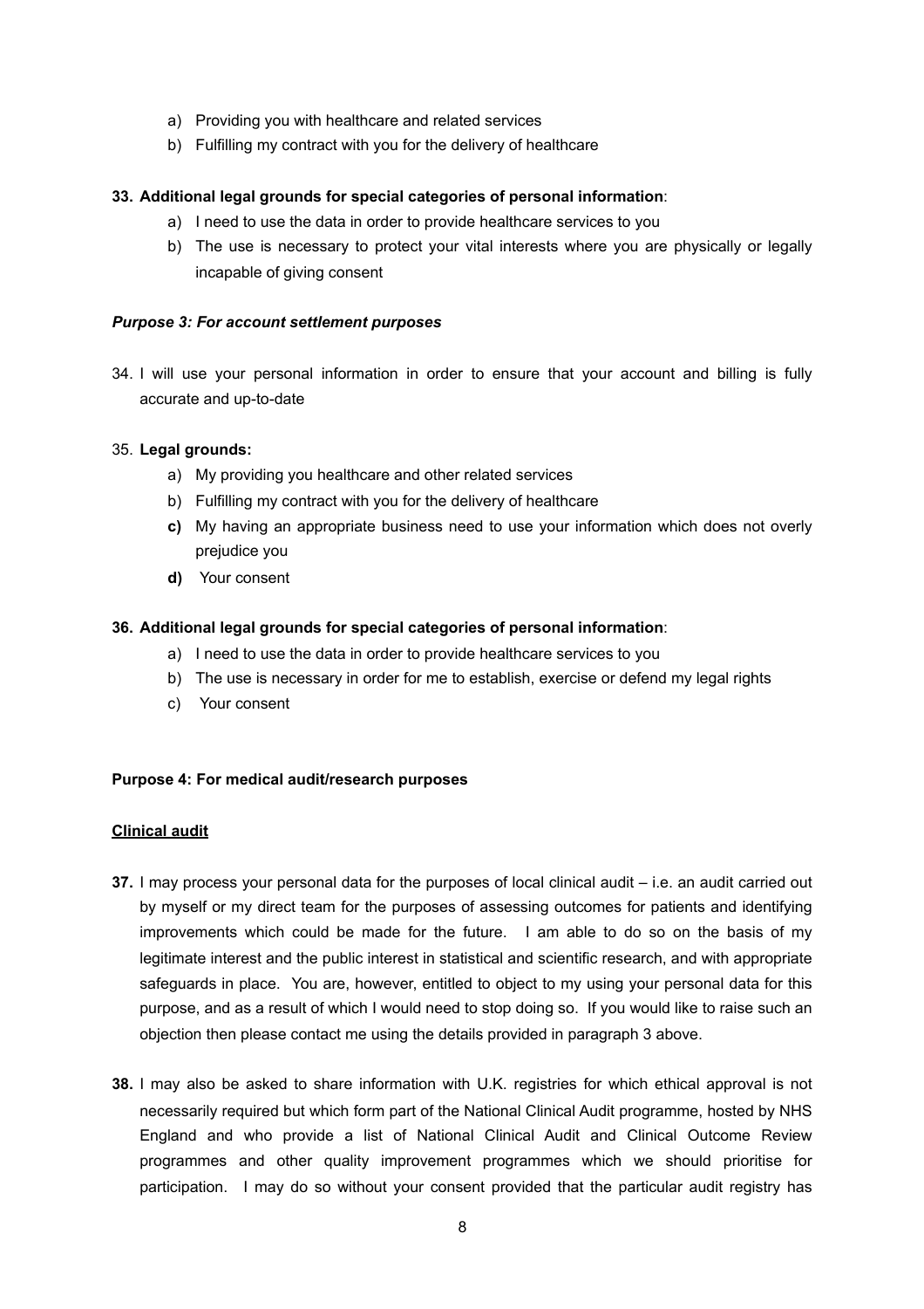a) Providing you with healthcare and related services
b) Fulfilling my contract with you for the delivery of healthcare

**33. Additional legal grounds for special categories of personal information**:

a) I need to use the data in order to provide healthcare services to you
b) The use is necessary to protect your vital interests where you are physically or legally incapable of giving consent

***Purpose 3: For account settlement purposes***

34. I will use your personal information in order to ensure that your account and billing is fully accurate and up-to-date

35. **Legal grounds:**

a) My providing you healthcare and other related services
b) Fulfilling my contract with you for the delivery of healthcare
**c)** My having an appropriate business need to use your information which does not overly prejudice you
**d)** Your consent

**36. Additional legal grounds for special categories of personal information**:

a) I need to use the data in order to provide healthcare services to you
b) The use is necessary in order for me to establish, exercise or defend my legal rights
c) Your consent

**Purpose 4: For medical audit/research purposes**

**Clinical audit**

**37.** I may process your personal data for the purposes of local clinical audit – i.e. an audit carried out by myself or my direct team for the purposes of assessing outcomes for patients and identifying improvements which could be made for the future. I am able to do so on the basis of my legitimate interest and the public interest in statistical and scientific research, and with appropriate safeguards in place. You are, however, entitled to object to my using your personal data for this purpose, and as a result of which I would need to stop doing so. If you would like to raise such an objection then please contact me using the details provided in paragraph 3 above.

**38.** I may also be asked to share information with U.K. registries for which ethical approval is not necessarily required but which form part of the National Clinical Audit programme, hosted by NHS England and who provide a list of National Clinical Audit and Clinical Outcome Review programmes and other quality improvement programmes which we should prioritise for participation. I may do so without your consent provided that the particular audit registry has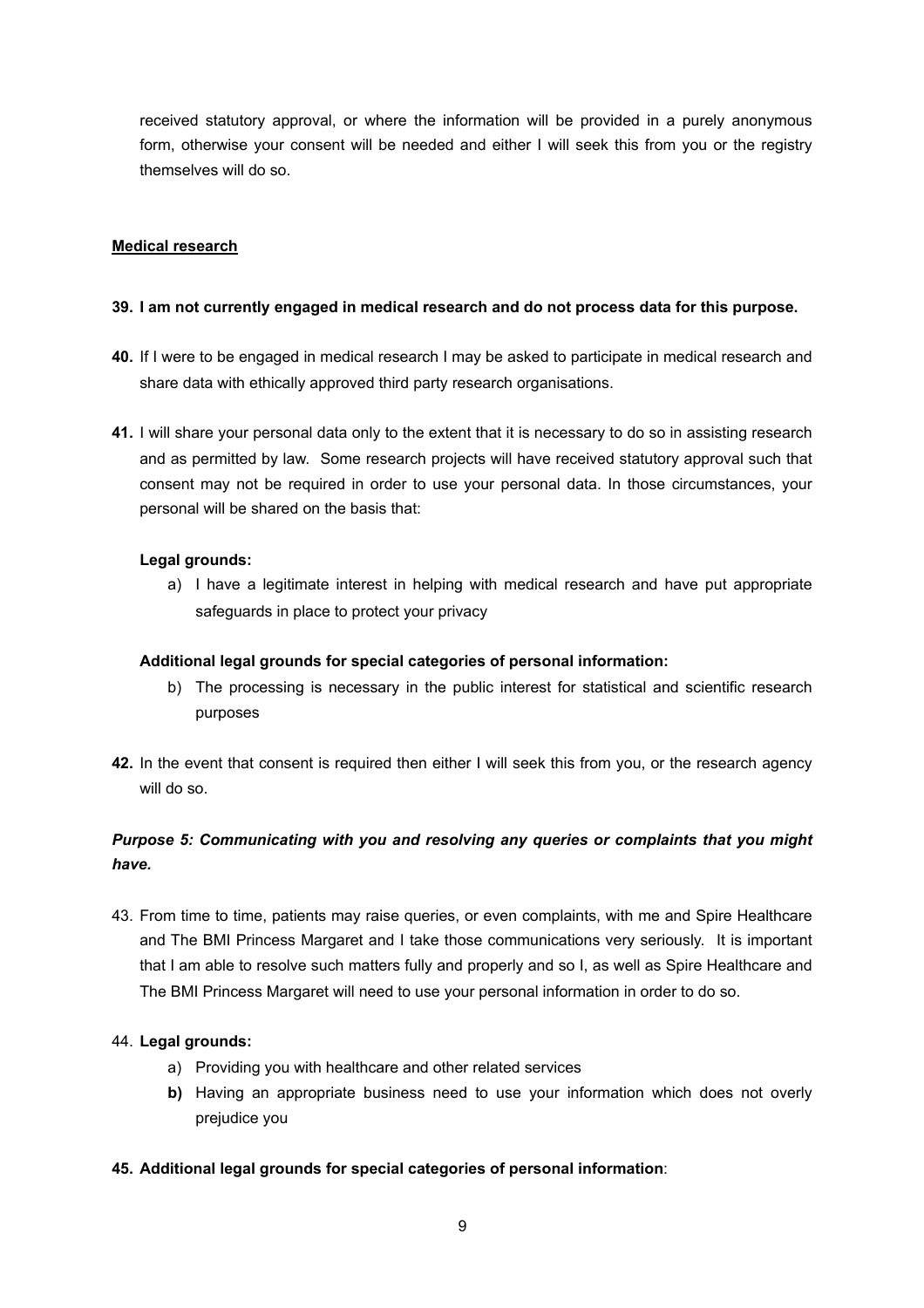received statutory approval, or where the information will be provided in a purely anonymous form, otherwise your consent will be needed and either I will seek this from you or the registry themselves will do so.

**Medical research**

**39. I am not currently engaged in medical research and do not process data for this purpose.**

**40.** If I were to be engaged in medical research I may be asked to participate in medical research and share data with ethically approved third party research organisations.

**41.** I will share your personal data only to the extent that it is necessary to do so in assisting research and as permitted by law. Some research projects will have received statutory approval such that consent may not be required in order to use your personal data. In those circumstances, your personal will be shared on the basis that:

**Legal grounds:**

a) I have a legitimate interest in helping with medical research and have put appropriate safeguards in place to protect your privacy

**Additional legal grounds for special categories of personal information:**

b) The processing is necessary in the public interest for statistical and scientific research purposes

**42.** In the event that consent is required then either I will seek this from you, or the research agency will do so.

***Purpose 5: Communicating with you and resolving any queries or complaints that you might have.***

43. From time to time, patients may raise queries, or even complaints, with me and Spire Healthcare and The BMI Princess Margaret and I take those communications very seriously. It is important that I am able to resolve such matters fully and properly and so I, as well as Spire Healthcare and The BMI Princess Margaret will need to use your personal information in order to do so.

44. **Legal grounds:**

a) Providing you with healthcare and other related services

**b)** Having an appropriate business need to use your information which does not overly prejudice you

**45. Additional legal grounds for special categories of personal information**: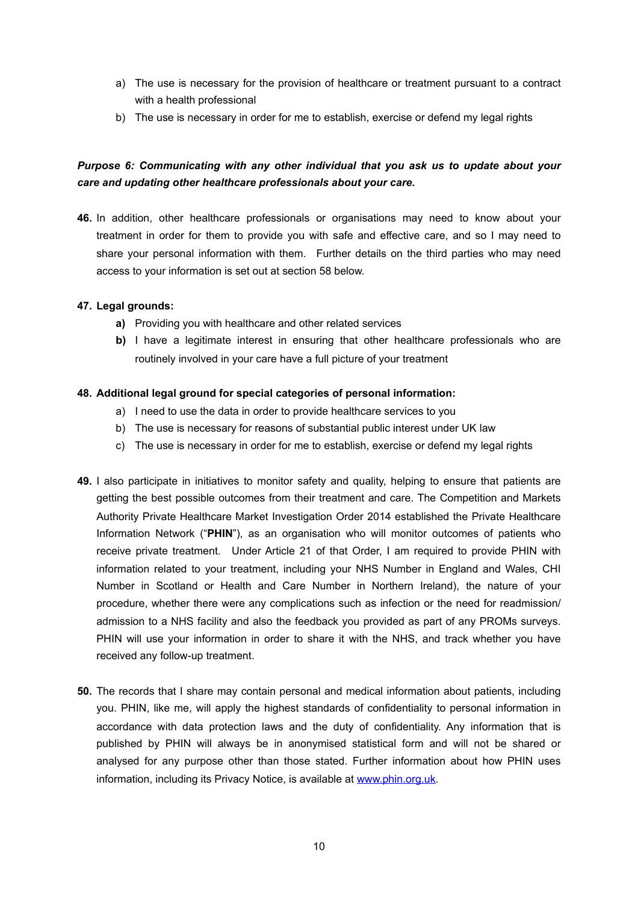a) The use is necessary for the provision of healthcare or treatment pursuant to a contract with a health professional
b) The use is necessary in order for me to establish, exercise or defend my legal rights

***Purpose 6: Communicating with any other individual that you ask us to update about your care and updating other healthcare professionals about your care.***

**46.** In addition, other healthcare professionals or organisations may need to know about your treatment in order for them to provide you with safe and effective care, and so I may need to share your personal information with them. Further details on the third parties who may need access to your information is set out at section 58 below.

**47. Legal grounds:**

- **a)** Providing you with healthcare and other related services
- **b)** I have a legitimate interest in ensuring that other healthcare professionals who are routinely involved in your care have a full picture of your treatment

**48. Additional legal ground for special categories of personal information:**

a) I need to use the data in order to provide healthcare services to you
b) The use is necessary for reasons of substantial public interest under UK law
c) The use is necessary in order for me to establish, exercise or defend my legal rights

**49.** I also participate in initiatives to monitor safety and quality, helping to ensure that patients are getting the best possible outcomes from their treatment and care. The Competition and Markets Authority Private Healthcare Market Investigation Order 2014 established the Private Healthcare Information Network ("**PHIN**"), as an organisation who will monitor outcomes of patients who receive private treatment. Under Article 21 of that Order, I am required to provide PHIN with information related to your treatment, including your NHS Number in England and Wales, CHI Number in Scotland or Health and Care Number in Northern Ireland), the nature of your procedure, whether there were any complications such as infection or the need for readmission/ admission to a NHS facility and also the feedback you provided as part of any PROMs surveys. PHIN will use your information in order to share it with the NHS, and track whether you have received any follow-up treatment.

**50.** The records that I share may contain personal and medical information about patients, including you. PHIN, like me, will apply the highest standards of confidentiality to personal information in accordance with data protection laws and the duty of confidentiality. Any information that is published by PHIN will always be in anonymised statistical form and will not be shared or analysed for any purpose other than those stated. Further information about how PHIN uses information, including its Privacy Notice, is available at [www.phin.org.uk](http://www.phin.org.uk).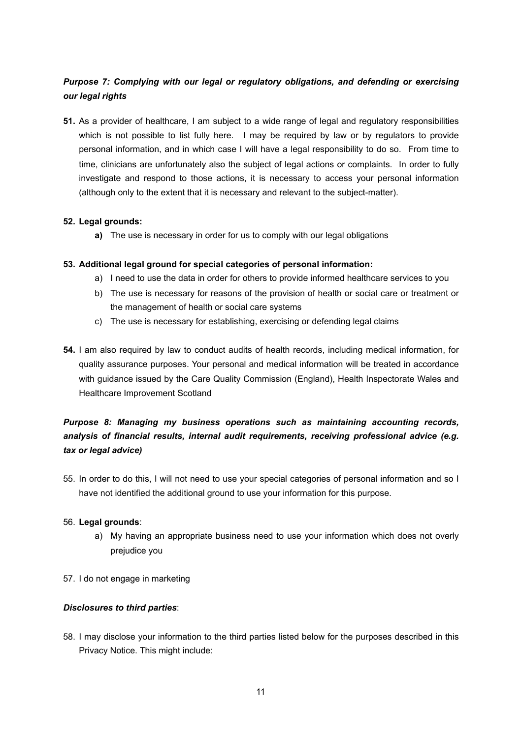***Purpose 7: Complying with our legal or regulatory obligations, and defending or exercising our legal rights***

**51.** As a provider of healthcare, I am subject to a wide range of legal and regulatory responsibilities which is not possible to list fully here. I may be required by law or by regulators to provide personal information, and in which case I will have a legal responsibility to do so. From time to time, clinicians are unfortunately also the subject of legal actions or complaints. In order to fully investigate and respond to those actions, it is necessary to access your personal information (although only to the extent that it is necessary and relevant to the subject-matter).

**52. Legal grounds:**

- **a)** The use is necessary in order for us to comply with our legal obligations

**53. Additional legal ground for special categories of personal information:**

- a) I need to use the data in order for others to provide informed healthcare services to you
- b) The use is necessary for reasons of the provision of health or social care or treatment or the management of health or social care systems
- c) The use is necessary for establishing, exercising or defending legal claims

**54.** I am also required by law to conduct audits of health records, including medical information, for quality assurance purposes. Your personal and medical information will be treated in accordance with guidance issued by the Care Quality Commission (England), Health Inspectorate Wales and Healthcare Improvement Scotland

***Purpose 8: Managing my business operations such as maintaining accounting records, analysis of financial results, internal audit requirements, receiving professional advice (e.g. tax or legal advice)***

55. In order to do this, I will not need to use your special categories of personal information and so I have not identified the additional ground to use your information for this purpose.

56. **Legal grounds**:

- a) My having an appropriate business need to use your information which does not overly prejudice you

57. I do not engage in marketing

***Disclosures to third parties***:

58. I may disclose your information to the third parties listed below for the purposes described in this Privacy Notice. This might include: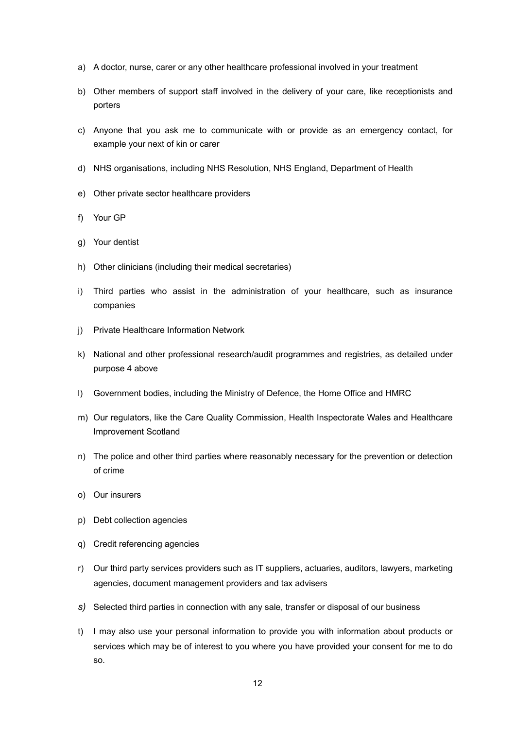a) A doctor, nurse, carer or any other healthcare professional involved in your treatment

b) Other members of support staff involved in the delivery of your care, like receptionists and porters

c) Anyone that you ask me to communicate with or provide as an emergency contact, for example your next of kin or carer

d) NHS organisations, including NHS Resolution, NHS England, Department of Health

e) Other private sector healthcare providers

f) Your GP

g) Your dentist

h) Other clinicians (including their medical secretaries)

i) Third parties who assist in the administration of your healthcare, such as insurance companies

j) Private Healthcare Information Network

k) National and other professional research/audit programmes and registries, as detailed under purpose 4 above

l) Government bodies, including the Ministry of Defence, the Home Office and HMRC

m) Our regulators, like the Care Quality Commission, Health Inspectorate Wales and Healthcare Improvement Scotland

n) The police and other third parties where reasonably necessary for the prevention or detection of crime

o) Our insurers

p) Debt collection agencies

q) Credit referencing agencies

r) Our third party services providers such as IT suppliers, actuaries, auditors, lawyers, marketing agencies, document management providers and tax advisers

*s)* Selected third parties in connection with any sale, transfer or disposal of our business

t) I may also use your personal information to provide you with information about products or services which may be of interest to you where you have provided your consent for me to do so.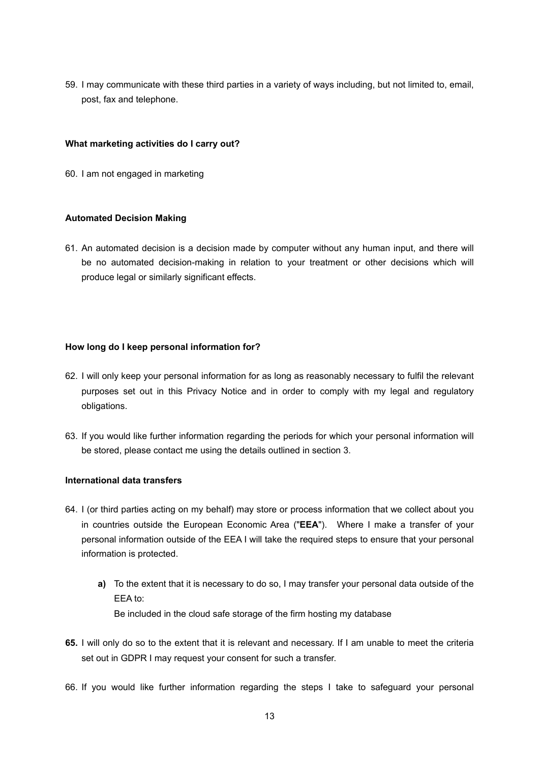59. I may communicate with these third parties in a variety of ways including, but not limited to, email, post, fax and telephone.

**What marketing activities do I carry out?**

60. I am not engaged in marketing

**Automated Decision Making**

61. An automated decision is a decision made by computer without any human input, and there will be no automated decision-making in relation to your treatment or other decisions which will produce legal or similarly significant effects.

**How long do I keep personal information for?**

62. I will only keep your personal information for as long as reasonably necessary to fulfil the relevant purposes set out in this Privacy Notice and in order to comply with my legal and regulatory obligations.

63. If you would like further information regarding the periods for which your personal information will be stored, please contact me using the details outlined in section 3.

**International data transfers**

64. I (or third parties acting on my behalf) may store or process information that we collect about you in countries outside the European Economic Area ("**EEA**"). Where I make a transfer of your personal information outside of the EEA I will take the required steps to ensure that your personal information is protected.

    **a)** To the extent that it is necessary to do so, I may transfer your personal data outside of the EEA to:
    Be included in the cloud safe storage of the firm hosting my database

**65.** I will only do so to the extent that it is relevant and necessary. If I am unable to meet the criteria set out in GDPR I may request your consent for such a transfer.

66. If you would like further information regarding the steps I take to safeguard your personal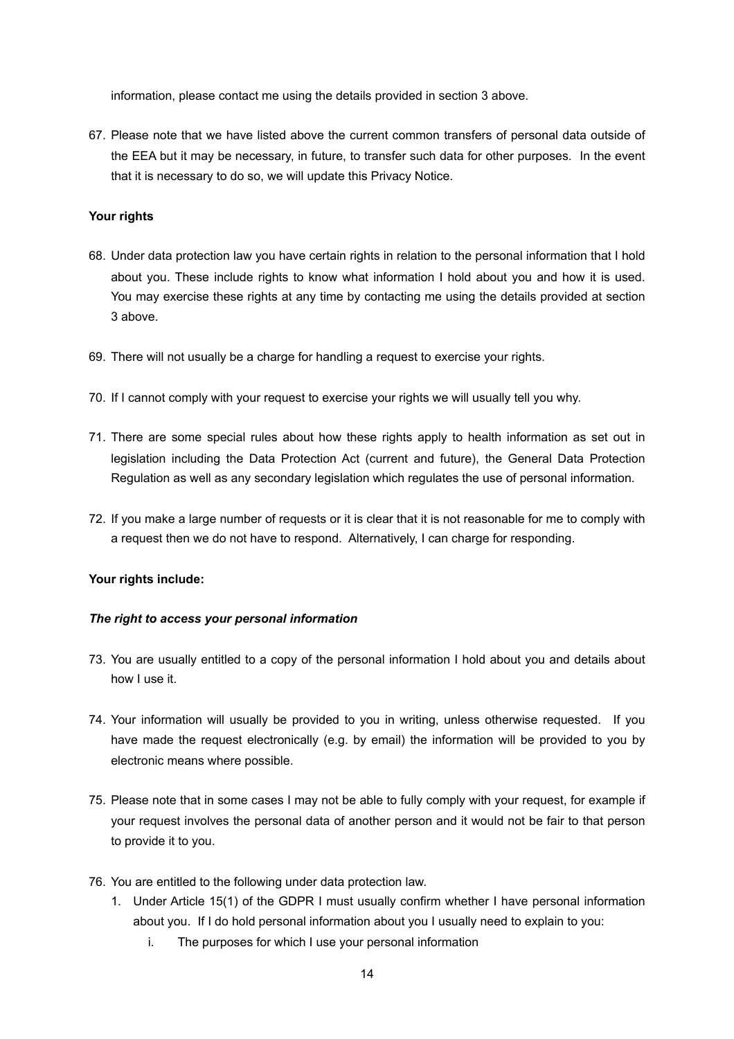information, please contact me using the details provided in section 3 above.

67. Please note that we have listed above the current common transfers of personal data outside of the EEA but it may be necessary, in future, to transfer such data for other purposes. In the event that it is necessary to do so, we will update this Privacy Notice.

**Your rights**

68. Under data protection law you have certain rights in relation to the personal information that I hold about you. These include rights to know what information I hold about you and how it is used. You may exercise these rights at any time by contacting me using the details provided at section 3 above.

69. There will not usually be a charge for handling a request to exercise your rights.

70. If I cannot comply with your request to exercise your rights we will usually tell you why.

71. There are some special rules about how these rights apply to health information as set out in legislation including the Data Protection Act (current and future), the General Data Protection Regulation as well as any secondary legislation which regulates the use of personal information.

72. If you make a large number of requests or it is clear that it is not reasonable for me to comply with a request then we do not have to respond. Alternatively, I can charge for responding.

**Your rights include:**

***The right to access your personal information***

73. You are usually entitled to a copy of the personal information I hold about you and details about how I use it.

74. Your information will usually be provided to you in writing, unless otherwise requested. If you have made the request electronically (e.g. by email) the information will be provided to you by electronic means where possible.

75. Please note that in some cases I may not be able to fully comply with your request, for example if your request involves the personal data of another person and it would not be fair to that person to provide it to you.

76. You are entitled to the following under data protection law.
    1. Under Article 15(1) of the GDPR I must usually confirm whether I have personal information about you. If I do hold personal information about you I usually need to explain to you:
        i. The purposes for which I use your personal information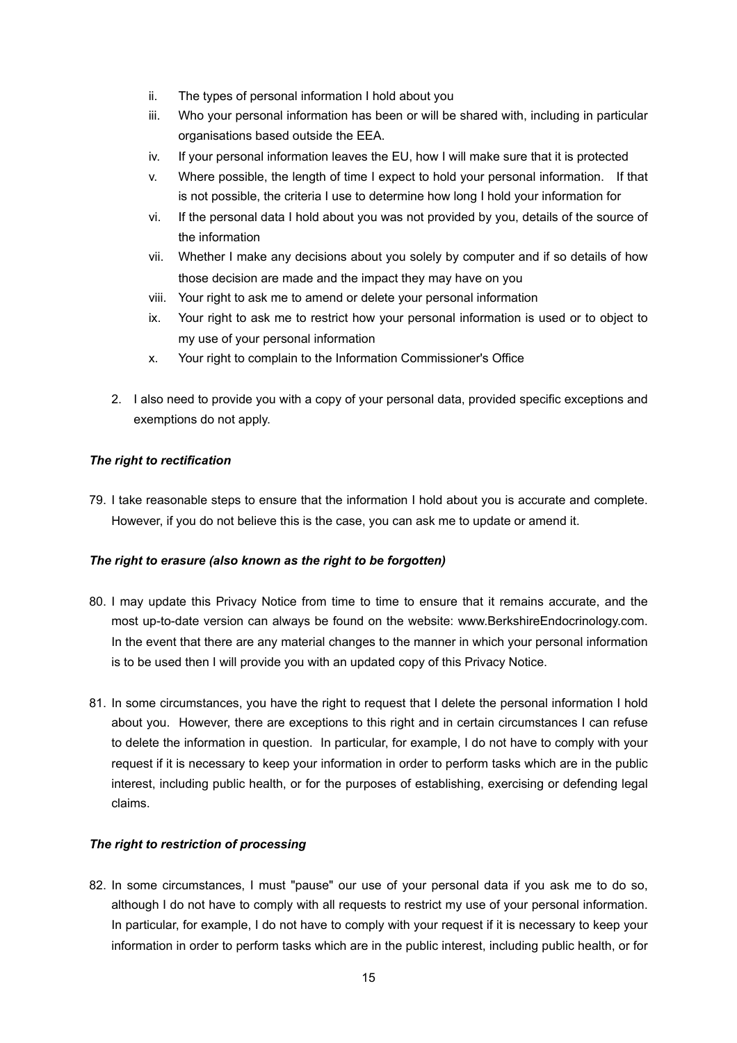ii. The types of personal information I hold about you
iii. Who your personal information has been or will be shared with, including in particular organisations based outside the EEA.
iv. If your personal information leaves the EU, how I will make sure that it is protected
v. Where possible, the length of time I expect to hold your personal information. If that is not possible, the criteria I use to determine how long I hold your information for
vi. If the personal data I hold about you was not provided by you, details of the source of the information
vii. Whether I make any decisions about you solely by computer and if so details of how those decision are made and the impact they may have on you
viii. Your right to ask me to amend or delete your personal information
ix. Your right to ask me to restrict how your personal information is used or to object to my use of your personal information
x. Your right to complain to the Information Commissioner's Office

2. I also need to provide you with a copy of your personal data, provided specific exceptions and exemptions do not apply.

***The right to rectification***

79. I take reasonable steps to ensure that the information I hold about you is accurate and complete. However, if you do not believe this is the case, you can ask me to update or amend it.

***The right to erasure (also known as the right to be forgotten)***

80. I may update this Privacy Notice from time to time to ensure that it remains accurate, and the most up-to-date version can always be found on the website: www.BerkshireEndocrinology.com. In the event that there are any material changes to the manner in which your personal information is to be used then I will provide you with an updated copy of this Privacy Notice.

81. In some circumstances, you have the right to request that I delete the personal information I hold about you. However, there are exceptions to this right and in certain circumstances I can refuse to delete the information in question. In particular, for example, I do not have to comply with your request if it is necessary to keep your information in order to perform tasks which are in the public interest, including public health, or for the purposes of establishing, exercising or defending legal claims.

***The right to restriction of processing***

82. In some circumstances, I must "pause" our use of your personal data if you ask me to do so, although I do not have to comply with all requests to restrict my use of your personal information. In particular, for example, I do not have to comply with your request if it is necessary to keep your information in order to perform tasks which are in the public interest, including public health, or for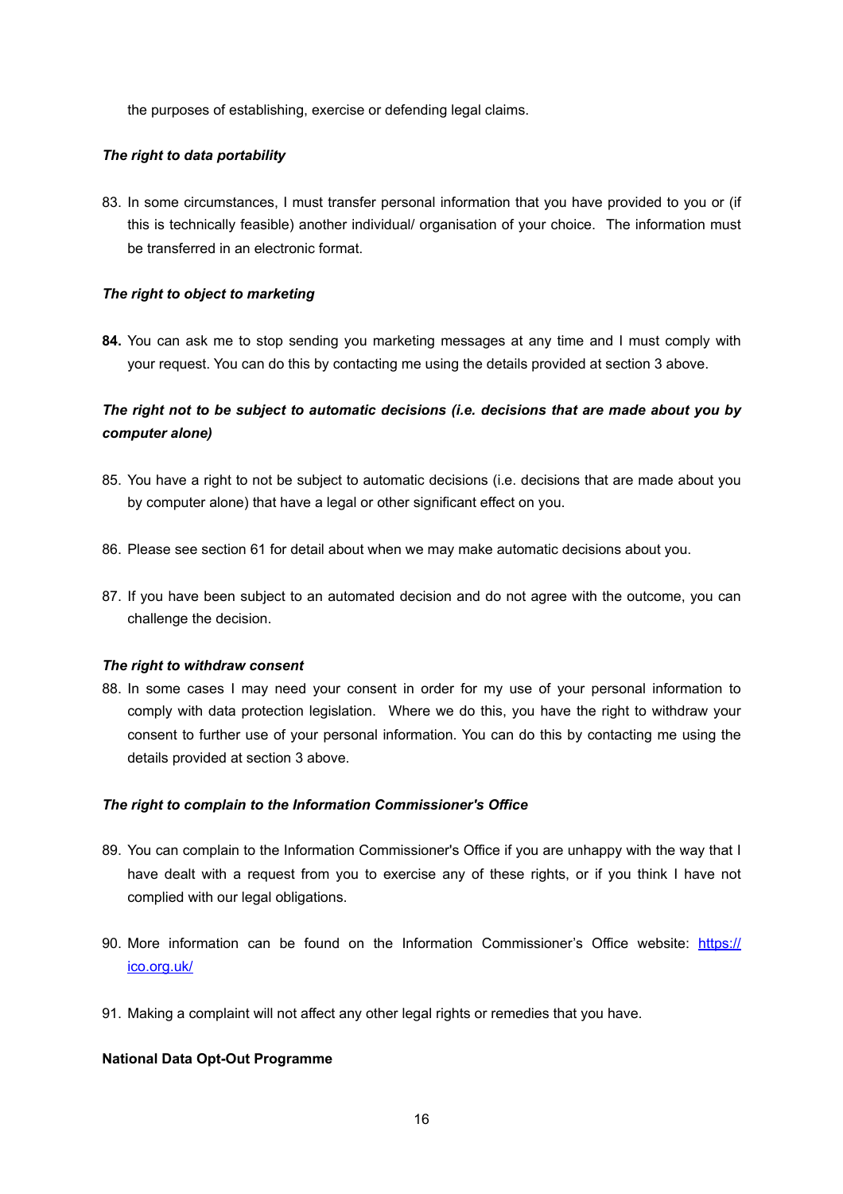the purposes of establishing, exercise or defending legal claims.

***The right to data portability***

83. In some circumstances, I must transfer personal information that you have provided to you or (if this is technically feasible) another individual/ organisation of your choice. The information must be transferred in an electronic format.

***The right to object to marketing***

**84.** You can ask me to stop sending you marketing messages at any time and I must comply with your request. You can do this by contacting me using the details provided at section 3 above.

***The right not to be subject to automatic decisions (i.e. decisions that are made about you by computer alone)***

85. You have a right to not be subject to automatic decisions (i.e. decisions that are made about you by computer alone) that have a legal or other significant effect on you.

86. Please see section 61 for detail about when we may make automatic decisions about you.

87. If you have been subject to an automated decision and do not agree with the outcome, you can challenge the decision.

***The right to withdraw consent***

88. In some cases I may need your consent in order for my use of your personal information to comply with data protection legislation. Where we do this, you have the right to withdraw your consent to further use of your personal information. You can do this by contacting me using the details provided at section 3 above.

***The right to complain to the Information Commissioner's Office***

89. You can complain to the Information Commissioner's Office if you are unhappy with the way that I have dealt with a request from you to exercise any of these rights, or if you think I have not complied with our legal obligations.

90. More information can be found on the Information Commissioner's Office website: [https://ico.org.uk/](https://ico.org.uk/)

91. Making a complaint will not affect any other legal rights or remedies that you have.

**National Data Opt-Out Programme**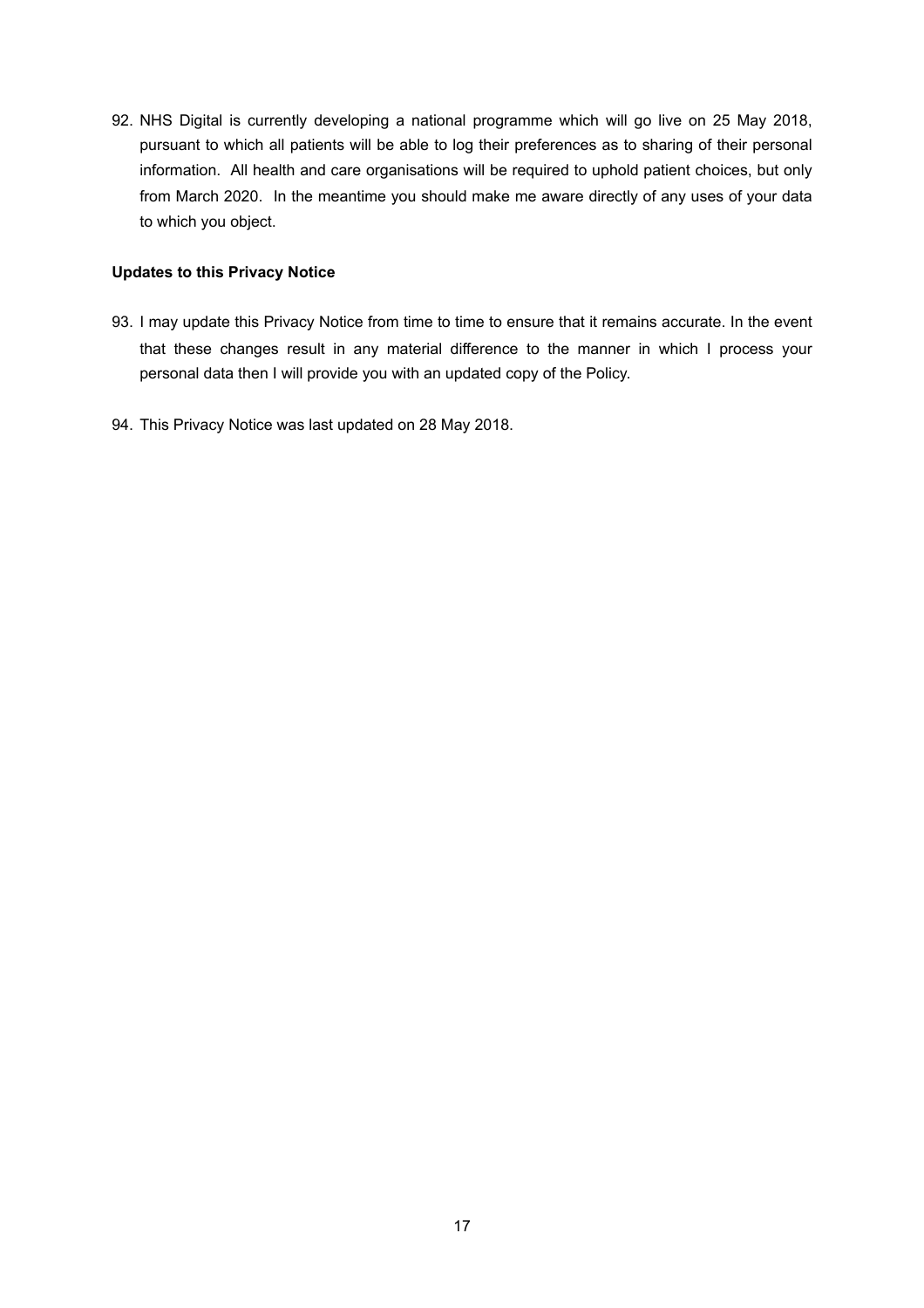92. NHS Digital is currently developing a national programme which will go live on 25 May 2018, pursuant to which all patients will be able to log their preferences as to sharing of their personal information. All health and care organisations will be required to uphold patient choices, but only from March 2020. In the meantime you should make me aware directly of any uses of your data to which you object.

**Updates to this Privacy Notice**

93. I may update this Privacy Notice from time to time to ensure that it remains accurate. In the event that these changes result in any material difference to the manner in which I process your personal data then I will provide you with an updated copy of the Policy.

94. This Privacy Notice was last updated on 28 May 2018.